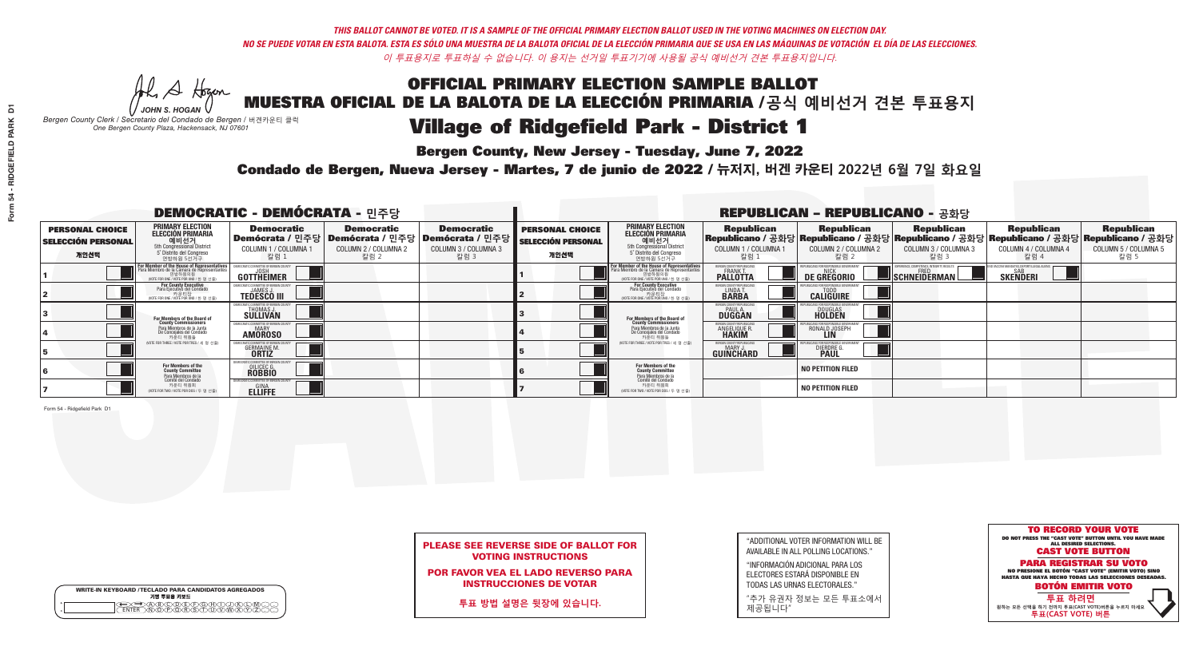*THIS BALLOT CANNOT BE VOTED. IT IS A SAMPLE OF THE OFFICIAL PRIMARY ELECTION BALLOT USED IN THE VOTING MACHINES ON ELECTION DAY.*
*NO SE PUEDE VOTAR EN ESTA BALOTA. ESTA ES SÓLO UNA MUESTRA DE LA BALOTA OFICIAL DE LA ELECCIÓN PRIMARIA QUE SE USA EN LAS MÁQUINAS DE VOTACIÓN EL DÍA DE LAS ELECCIONES.*
*이 투표용지로 투표하실 수 없습니다. 이 용지는 선거일 투표기기에 사용될 공식 예비선거 견본 투표용지입니다.*

JOHN S. HOGAN
*Bergen County Clerk / Secretario del Condado de Bergen / 버겐카운티 클럭*
*One Bergen County Plaza, Hackensack, NJ 07601*

# OFFICIAL PRIMARY ELECTION SAMPLE BALLOT
# MUESTRA OFICIAL DE LA BALOTA DE LA ELECCIÓN PRIMARIA / 공식 예비선거 견본 투표용지
# Village of Ridgefield Park - District 1

**Bergen County, New Jersey - Tuesday, June 7, 2022**
**Condado de Bergen, Nueva Jersey - Martes, 7 de junio de 2022 / 뉴저지, 버겐 카운티 2022년 6월 7일 화요일**

## DEMOCRATIC - DEMÓCRATA - 민주당

| PERSONAL CHOICE / SELECCIÓN PERSONAL / 개인선택 | PRIMARY ELECTION / ELECCIÓN PRIMARIA / 예비선거 | Democratic / Demócrata / 민주당 COLUMN 1 / COLUMNA 1 / 칼럼 1 | Democratic / Demócrata / 민주당 COLUMN 2 / COLUMNA 2 / 칼럼 2 | Democratic / Demócrata / 민주당 COLUMN 3 / COLUMNA 3 / 칼럼 3 |
|---|---|---|---|---|
| 1 | For Member of the House of Representatives / Para Miembro de la Cámara de Representantes / 연방하원의원 (5th Congressional District) (VOTE FOR ONE / VOTE POR UNO / 한 명 선출) | JOSH GOTTHEIMER | | |
| 2 | For County Executive / Para Ejecutivo del Condado / 카운티장 (VOTE FOR ONE / VOTE POR UNO / 한 명 선출) | JAMES J. TEDESCO III | | |
| 3 | For Members of the Board of County Commissioners / Para Miembros de la Junta De Concejales del Condado / 카운티 위원들 (VOTE FOR THREE / VOTE POR TRES / 세 명 선출) | THOMAS J. SULLIVAN | | |
| 4 | | MARY AMOROSO | | |
| 5 | | GERMAINE M. ORTIZ | | |
| 6 | For Members of the County Committee / Para Miembros de la Comité del Condado / 카운티 위원회 (VOTE FOR TWO / VOTE POR DOS / 두 명 선출) | OILICEC G. ROBBIO | | |
| 7 | | GINA ELLIFFE | | |

## REPUBLICAN - REPUBLICANO - 공화당

| PERSONAL CHOICE / SELECCIÓN PERSONAL / 개인선택 | PRIMARY ELECTION / ELECCIÓN PRIMARIA / 예비선거 | Republican / Republicano / 공화당 COLUMN 1 / COLUMNA 1 / 칼럼 1 | Republican / Republicano / 공화당 COLUMN 2 / COLUMNA 2 / 칼럼 2 | Republican / Republicano / 공화당 COLUMN 3 / COLUMNA 3 / 칼럼 3 | Republican / Republicano / 공화당 COLUMN 4 / COLUMNA 4 / 칼럼 4 | Republican / Republicano / 공화당 COLUMN 5 / COLUMNA 5 / 칼럼 5 |
|---|---|---|---|---|---|---|
| 1 | For Member of the House of Representatives / Para Miembro de la Cámara de Representantes / 연방하원의원 (5th Congressional District) (VOTE FOR ONE / VOTE POR UNO / 한 명 선출) | FRANK T. PALLOTTA | NICK DE GREGORIO | FRED SCHNEIDERMAN | SAB SKENDERI | |
| 2 | For County Executive / Para Ejecutivo del Condado / 카운티장 (VOTE FOR ONE / VOTE POR UNO / 한 명 선출) | LINDA T. BARBA | TODD CALIGUIRE | | | |
| 3 | For Members of the Board of County Commissioners / Para Miembros de la Junta De Concejales del Condado / 카운티 위원들 (VOTE FOR THREE / VOTE POR TRES / 세 명 선출) | PAUL A. DUGGAN | DOUGLAS HOLDEN | | | |
| 4 | | ANGELIQUE R. HAKIM | RONALD JOSEPH LIN | | | |
| 5 | | MARY J. GUINCHARD | DIERDRE G. PAUL | | | |
| 6 | For Members of the County Committee / Para Miembros de la Comité del Condado / 카운티 위원회 (VOTE FOR TWO / VOTE POR DOS / 두 명 선출) | | NO PETITION FILED | | | |
| 7 | | | NO PETITION FILED | | | |

Form 54 - Ridgefield Park D1

**PLEASE SEE REVERSE SIDE OF BALLOT FOR VOTING INSTRUCTIONS**
**POR FAVOR VEA EL LADO REVERSO PARA INSTRUCCIONES DE VOTAR**
**투표 방법 설명은 뒷장에 있습니다.**

"ADDITIONAL VOTER INFORMATION WILL BE AVAILABLE IN ALL POLLING LOCATIONS."
"INFORMACIÓN ADICIONAL PARA LOS ELECTORES ESTARÁ DISPONIBLE EN TODAS LAS URNAS ELECTORALES."
"추가 유권자 정보는 모든 투표소에서 제공됩니다"

WRITE-IN KEYBOARD / TECLADO PARA CANDIDATOS AGREGADOS / 기명 투표용 키보드

**TO RECORD YOUR VOTE**
DO NOT PRESS THE "CAST VOTE" BUTTON UNTIL YOU HAVE MADE ALL DESIRED SELECTIONS.
**CAST VOTE BUTTON**
**PARA REGISTRAR SU VOTO**
NO PRESIONE EL BOTÓN "CAST VOTE" (EMITIR VOTO) SINO HASTA QUE HAYA HECHO TODAS LAS SELECCIONES DESEADAS.
**BOTÓN EMITIR VOTO**
**투표 하려면**
원하는 모든 선택을 하기 전까지 투표(CAST VOTE)버튼을 누르지 마세요
**투표(CAST VOTE) 버튼**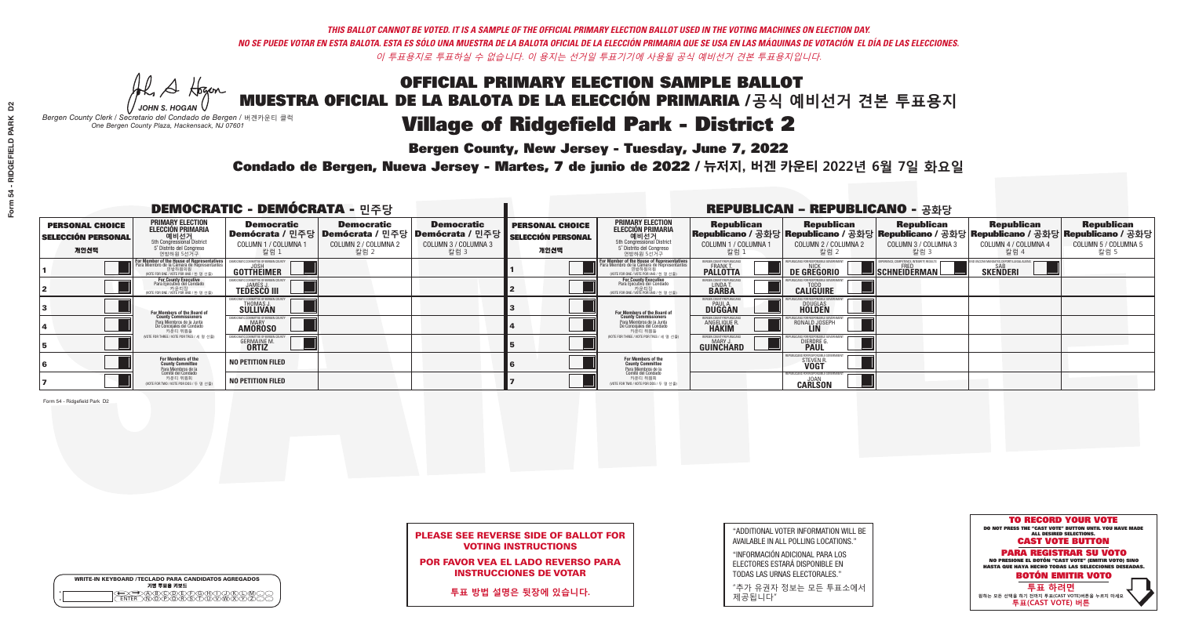THIS BALLOT CANNOT BE VOTED. IT IS A SAMPLE OF THE OFFICIAL PRIMARY ELECTION BALLOT USED IN THE VOTING MACHINES ON ELECTION DAY.
NO SE PUEDE VOTAR EN ESTA BALOTA. ESTA ES SÓLO UNA MUESTRA DE LA BALOTA OFICIAL DE LA ELECCIÓN PRIMARIA QUE SE USA EN LAS MÁQUINAS DE VOTACIÓN EL DÍA DE LAS ELECCIONES.
이 투표용지로 투표하실 수 없습니다. 이 용지는 선거일 투표기기에 사용될 공식 예비선거 견본 투표용지입니다.

JOHN S. HOGAN
*Bergen County Clerk / Secretario del Condado de Bergen / 버겐카운티 클럭*
*One Bergen County Plaza, Hackensack, NJ 07601*

# OFFICIAL PRIMARY ELECTION SAMPLE BALLOT
# MUESTRA OFICIAL DE LA BALOTA DE LA ELECCIÓN PRIMARIA /공식 예비선거 견본 투표용지
# Village of Ridgefield Park - District 2

**Bergen County, New Jersey - Tuesday, June 7, 2022**
**Condado de Bergen, Nueva Jersey - Martes, 7 de junio de 2022 / 뉴저지, 버겐 카운티 2022년 6월 7일 화요일**

## DEMOCRATIC - DEMÓCRATA - 민주당

| PERSONAL CHOICE / SELECCIÓN PERSONAL / 개인선택 | PRIMARY ELECTION / ELECCIÓN PRIMARIA / 예비선거 | Democratic / Demócrata / 민주당 COLUMN 1 / COLUMNA 1 / 칼럼 1 | Democratic / Demócrata / 민주당 COLUMN 2 / COLUMNA 2 / 칼럼 2 | Democratic / Demócrata / 민주당 COLUMN 3 / COLUMNA 3 / 칼럼 3 |
|---|---|---|---|---|
| 1 | For Member of the House of Representatives / Para Miembro de la Cámara de Representantes / 연방하원의원 (5th Congressional District / 5° Distrito del Congreso / 연방하원 5선거구) (VOTE FOR ONE / VOTE POR UNO / 한 명 선출) | JOSH GOTTHEIMER | | |
| 2 | For County Executive / Para Ejecutivo del Condado / 카운티장 (VOTE FOR ONE / VOTE POR UNO / 한 명 선출) | JAMES J. TEDESCO III | | |
| 3 | For Members of the Board of County Commissioners / Para Miembros de la Junta De Concejales del Condado / 카운티 위원들 (VOTE FOR THREE / VOTE POR TRES / 세 명 선출) | THOMAS J. SULLIVAN | | |
| 4 | | MARY AMOROSO | | |
| 5 | | GERMAINE M. ORTIZ | | |
| 6 | For Members of the County Committee / Para Miembros de la Comité del Condado / 카운티 위원회 (VOTE FOR TWO / VOTE POR DOS / 두 명 선출) | NO PETITION FILED | | |
| 7 | | NO PETITION FILED | | |

## REPUBLICAN - REPUBLICANO - 공화당

| PERSONAL CHOICE / SELECCIÓN PERSONAL / 개인선택 | PRIMARY ELECTION / ELECCIÓN PRIMARIA / 예비선거 | Republican / Republicano / 공화당 COLUMN 1 / COLUMNA 1 / 칼럼 1 | Republican / Republicano / 공화당 COLUMN 2 / COLUMNA 2 / 칼럼 2 | Republican / Republicano / 공화당 COLUMN 3 / COLUMNA 3 / 칼럼 3 | Republican / Republicano / 공화당 COLUMN 4 / COLUMNA 4 / 칼럼 4 | Republican / Republicano / 공화당 COLUMN 5 / COLUMNA 5 / 칼럼 5 |
|---|---|---|---|---|---|---|
| 1 | For Member of the House of Representatives / Para Miembro de la Cámara de Representantes / 연방하원의원 (5th Congressional District / 5° Distrito del Congreso / 연방하원 5선거구) (VOTE FOR ONE / VOTE POR UNO / 한 명 선출) | FRANK T. PALLOTTA | NICK DE GREGORIO | FRED SCHNEIDERMAN | SAB SKENDERI | |
| 2 | For County Executive / Para Ejecutivo del Condado / 카운티장 (VOTE FOR ONE / VOTE POR UNO / 한 명 선출) | LINDA T. BARBA | TODD CALIGUIRE | | | |
| 3 | For Members of the Board of County Commissioners / Para Miembros de la Junta De Concejales del Condado / 카운티 위원들 (VOTE FOR THREE / VOTE POR TRES / 세 명 선출) | PAUL A. DUGGAN | DOUGLAS HOLDEN | | | |
| 4 | | ANGELIQUE R. HAKIM | RONALD JOSEPH LIN | | | |
| 5 | | MARY J. GUINCHARD | DIERDRE G. PAUL | | | |
| 6 | For Members of the County Committee / Para Miembros de la Comité del Condado / 카운티 위원회 (VOTE FOR TWO / VOTE POR DOS / 두 명 선출) | | STEVEN R. VOGT | | | |
| 7 | | | JOAN CARLSON | | | |

Form 54 - Ridgefield Park D2

**PLEASE SEE REVERSE SIDE OF BALLOT FOR VOTING INSTRUCTIONS**
**POR FAVOR VEA EL LADO REVERSO PARA INSTRUCCIONES DE VOTAR**
**투표 방법 설명은 뒷장에 있습니다.**

"ADDITIONAL VOTER INFORMATION WILL BE AVAILABLE IN ALL POLLING LOCATIONS."
"INFORMACIÓN ADICIONAL PARA LOS ELECTORES ESTARÁ DISPONIBLE EN TODAS LAS URNAS ELECTORALES."
"추가 유권자 정보는 모든 투표소에서 제공됩니다"

WRITE-IN KEYBOARD /TECLADO PARA CANDIDATOS AGREGADOS
기명 투표용 키보드

**TO RECORD YOUR VOTE**
DO NOT PRESS THE "CAST VOTE" BUTTON UNTIL YOU HAVE MADE ALL DESIRED SELECTIONS.
**CAST VOTE BUTTON**
**PARA REGISTRAR SU VOTO**
NO PRESIONE EL BOTÓN "CAST VOTE" (EMITIR VOTO) SINO HASTA QUE HAYA HECHO TODAS LAS SELECCIONES DESEADAS.
**BOTÓN EMITIR VOTO**
**투표 하려면**
원하는 모든 선택을 하기 전까지 투표(CAST VOTE)버튼을 누르지 마세요.
**투표(CAST VOTE) 버튼**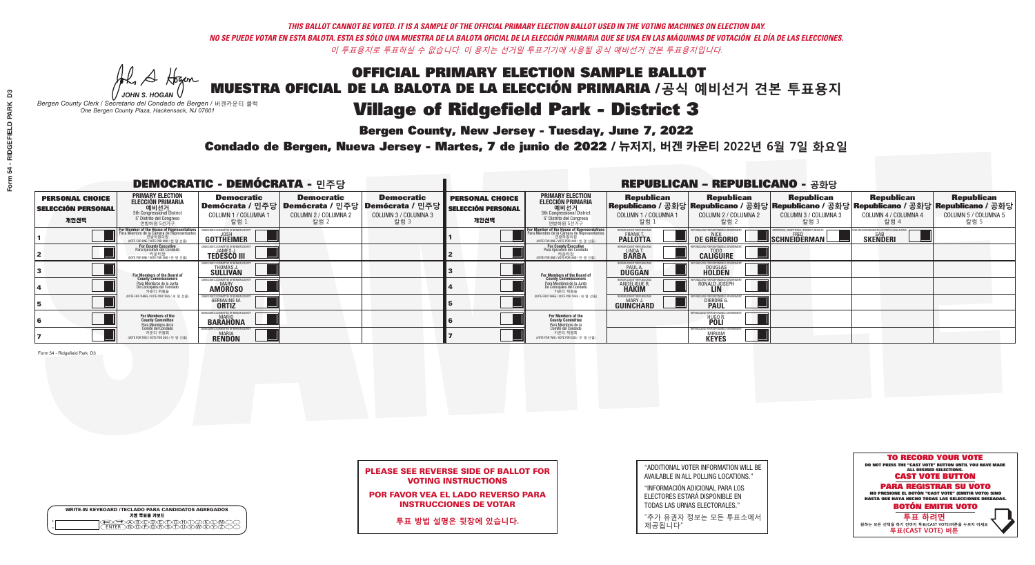*THIS BALLOT CANNOT BE VOTED. IT IS A SAMPLE OF THE OFFICIAL PRIMARY ELECTION BALLOT USED IN THE VOTING MACHINES ON ELECTION DAY.*
*NO SE PUEDE VOTAR EN ESTA BALOTA. ESTA ES SÓLO UNA MUESTRA DE LA BALOTA OFICIAL DE LA ELECCIÓN PRIMARIA QUE SE USA EN LAS MÁQUINAS DE VOTACIÓN EL DÍA DE LAS ELECCIONES.*
*이 투표용지로 투표하실 수 없습니다. 이 용지는 선거일 투표기기에 사용될 공식 예비선거 견본 투표용지입니다.*

JOHN S. HOGAN
*Bergen County Clerk / Secretario del Condado de Bergen / 버겐카운티 클럭*
*One Bergen County Plaza, Hackensack, NJ 07601*

# OFFICIAL PRIMARY ELECTION SAMPLE BALLOT
# MUESTRA OFICIAL DE LA BALOTA DE LA ELECCIÓN PRIMARIA /공식 예비선거 견본 투표용지
# Village of Ridgefield Park - District 3

**Bergen County, New Jersey - Tuesday, June 7, 2022**

**Condado de Bergen, Nueva Jersey - Martes, 7 de junio de 2022 / 뉴저지, 버겐 카운티 2022년 6월 7일 화요일**

## DEMOCRATIC - DEMÓCRATA - 민주당

| PERSONAL CHOICE / SELECCIÓN PERSONAL / 개인선택 | PRIMARY ELECTION / ELECCIÓN PRIMARIA / 예비선거 | Democratic / Demócrata / 민주당 COLUMN 1 / COLUMNA 1 / 칼럼 1 | Democratic / Demócrata / 민주당 COLUMN 2 / COLUMNA 2 / 칼럼 2 | Democratic / Demócrata / 민주당 COLUMN 3 / COLUMNA 3 / 칼럼 3 |
|---|---|---|---|---|
| 1 | For Member of the House of Representatives / Para Miembro de la Cámara de Representantes / 연방하원의원 (5th Congressional District) (VOTE FOR ONE / VOTE POR UNO / 한 명 선출) | JOSH GOTTHEIMER | | |
| 2 | For County Executive / Para Ejecutivo del Condado / 카운티장 (VOTE FOR ONE / VOTE POR UNO / 한 명 선출) | JAMES J. TEDESCO III | | |
| 3 | For Members of the Board of County Commissioners / Para Miembros de la Junta De Concejales del Condado / 카운티 위원들 (VOTE FOR THREE / VOTE POR TRES / 세 명 선출) | THOMAS J. SULLIVAN | | |
| 4 | | MARY AMOROSO | | |
| 5 | | GERMAINE M. ORTIZ | | |
| 6 | For Members of the County Committee / Para Miembros de la Comité del Condado / 카운티 위원회 (VOTE FOR TWO / VOTE POR DOS / 두 명 선출) | MARIO BARAHONA | | |
| 7 | | MARIA RENDON | | |

## REPUBLICAN - REPUBLICANO - 공화당

| PERSONAL CHOICE / SELECCIÓN PERSONAL / 개인선택 | PRIMARY ELECTION / ELECCIÓN PRIMARIA / 예비선거 | Republican / Republicano / 공화당 COLUMN 1 / COLUMNA 1 / 칼럼 1 | Republican / Republicano / 공화당 COLUMN 2 / COLUMNA 2 / 칼럼 2 | Republican / Republicano / 공화당 COLUMN 3 / COLUMNA 3 / 칼럼 3 | Republican / Republicano / 공화당 COLUMN 4 / COLUMNA 4 / 칼럼 4 | Republican / Republicano / 공화당 COLUMN 5 / COLUMNA 5 / 칼럼 5 |
|---|---|---|---|---|---|---|
| 1 | For Member of the House of Representatives / Para Miembro de la Cámara de Representantes / 연방하원의원 (5th Congressional District) (VOTE FOR ONE / VOTE POR UNO / 한 명 선출) | FRANK T. PALLOTTA | NICK DE GREGORIO | FRED SCHNEIDERMAN | SAB SKENDERI | |
| 2 | For County Executive / Para Ejecutivo del Condado / 카운티장 (VOTE FOR ONE / VOTE POR UNO / 한 명 선출) | LINDA T. BARBA | TODD CALIGUIRE | | | |
| 3 | For Members of the Board of County Commissioners / Para Miembros de la Junta De Concejales del Condado / 카운티 위원들 (VOTE FOR THREE / VOTE POR TRES / 세 명 선출) | PAUL A. DUGGAN | DOUGLAS HOLDEN | | | |
| 4 | | ANGELIQUE R. HAKIM | RONALD JOSEPH LIN | | | |
| 5 | | MARY J. GUINCHARD | DIERDRE G. PAUL | | | |
| 6 | For Members of the County Committee / Para Miembros de la Comité del Condado / 카운티 위원회 (VOTE FOR TWO / VOTE POR DOS / 두 명 선출) | | HUGO R. POLI | | | |
| 7 | | | MIRIAM KEYES | | | |

Form 54 - Ridgefield Park D3

**PLEASE SEE REVERSE SIDE OF BALLOT FOR VOTING INSTRUCTIONS**

**POR FAVOR VEA EL LADO REVERSO PARA INSTRUCCIONES DE VOTAR**

**투표 방법 설명은 뒷장에 있습니다.**

"ADDITIONAL VOTER INFORMATION WILL BE AVAILABLE IN ALL POLLING LOCATIONS."

"INFORMACIÓN ADICIONAL PARA LOS ELECTORES ESTARÁ DISPONIBLE EN TODAS LAS URNAS ELECTORALES."

"추가 유권자 정보는 모든 투표소에서 제공됩니다"

**TO RECORD YOUR VOTE**
DO NOT PRESS THE "CAST VOTE" BUTTON UNTIL YOU HAVE MADE ALL DESIRED SELECTIONS.
**CAST VOTE BUTTON**

**PARA REGISTRAR SU VOTO**
NO PRESIONE EL BOTÓN "CAST VOTE" (EMITIR VOTO) SINO HASTA QUE HAYA HECHO TODAS LAS SELECCIONES DESEADAS.
**BOTÓN EMITIR VOTO**

**투표 하려면**
원하는 모든 선택을 하기 전까지 투표(CAST VOTE)버튼을 누르지 마세요.
**투표(CAST VOTE) 버튼**

WRITE-IN KEYBOARD /TECLADO PARA CANDIDATOS AGREGADOS
기명 투표용 키보드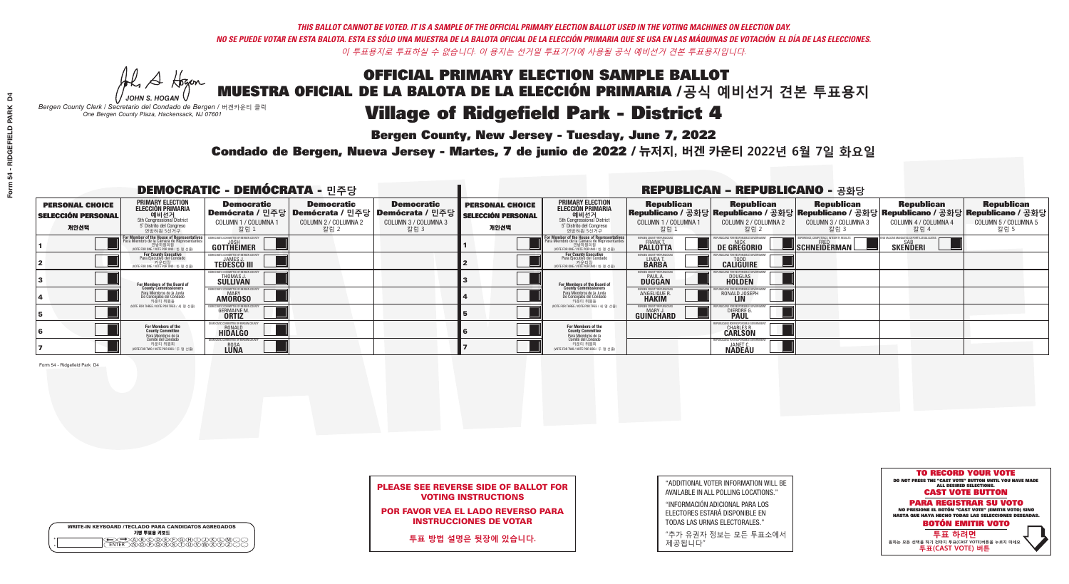*THIS BALLOT CANNOT BE VOTED. IT IS A SAMPLE OF THE OFFICIAL PRIMARY ELECTION BALLOT USED IN THE VOTING MACHINES ON ELECTION DAY.*

*NO SE PUEDE VOTAR EN ESTA BALOTA. ESTA ES SÓLO UNA MUESTRA DE LA BALOTA OFICIAL DE LA ELECCIÓN PRIMARIA QUE SE USA EN LAS MÁQUINAS DE VOTACIÓN EL DÍA DE LAS ELECCIONES.*

*이 투표용지로 투표하실 수 없습니다. 이 용지는 선거일 투표기기에 사용될 공식 예비선거 견본 투표용지입니다.*

JOHN S. HOGAN
*Bergen County Clerk / Secretario del Condado de Bergen / 버겐카운티 클럭*
*One Bergen County Plaza, Hackensack, NJ 07601*

# OFFICIAL PRIMARY ELECTION SAMPLE BALLOT
# MUESTRA OFICIAL DE LA BALOTA DE LA ELECCIÓN PRIMARIA /공식 예비선거 견본 투표용지
# Village of Ridgefield Park - District 4

**Bergen County, New Jersey - Tuesday, June 7, 2022**

**Condado de Bergen, Nueva Jersey - Martes, 7 de junio de 2022 / 뉴저지, 버겐 카운티 2022년 6월 7일 화요일**

## DEMOCRATIC - DEMÓCRATA - 민주당

| PERSONAL CHOICE / SELECCIÓN PERSONAL / 개인선택 | PRIMARY ELECTION / ELECCIÓN PRIMARIA / 예비선거 | Democratic / Demócrata / 민주당 COLUMN 1 / COLUMNA 1 / 칼럼 1 | Democratic / Demócrata / 민주당 COLUMN 2 / COLUMNA 2 / 칼럼 2 | Democratic / Demócrata / 민주당 COLUMN 3 / COLUMNA 3 / 칼럼 3 |
|---|---|---|---|---|
| 1 | For Member of the House of Representatives / Para Miembro de la Cámara de Representantes / 연방하원의원 (5th Congressional District) (VOTE FOR ONE / VOTE POR UNO / 한 명 선출) | JOSH GOTTHEIMER | | |
| 2 | For County Executive / Para Ejecutivo del Condado / 카운티장 (VOTE FOR ONE / VOTE POR UNO / 한 명 선출) | JAMES J. TEDESCO III | | |
| 3 | For Members of the Board of County Commissioners / Para Miembros de la Junta De Concejales del Condado / 카운티 위원들 (VOTE FOR THREE / VOTE POR TRES / 세 명 선출) | THOMAS J. SULLIVAN | | |
| 4 | | MARY AMOROSO | | |
| 5 | | GERMAINE M. ORTIZ | | |
| 6 | For Members of the County Committee / Para Miembros de la Comité del Condado / 카운티 위원회 (VOTE FOR TWO / VOTE POR DOS / 두 명 선출) | RONALD HIDALGO | | |
| 7 | | ROSA LUNA | | |

## REPUBLICAN - REPUBLICANO - 공화당

| PERSONAL CHOICE / SELECCIÓN PERSONAL / 개인선택 | PRIMARY ELECTION / ELECCIÓN PRIMARIA / 예비선거 | Republican / Republicano / 공화당 COLUMN 1 / COLUMNA 1 / 칼럼 1 | Republican / Republicano / 공화당 COLUMN 2 / COLUMNA 2 / 칼럼 2 | Republican / Republicano / 공화당 COLUMN 3 / COLUMNA 3 / 칼럼 3 | Republican / Republicano / 공화당 COLUMN 4 / COLUMNA 4 / 칼럼 4 | Republican / Republicano / 공화당 COLUMN 5 / COLUMNA 5 / 칼럼 5 |
|---|---|---|---|---|---|---|
| 1 | For Member of the House of Representatives / Para Miembro de la Cámara de Representantes / 연방하원의원 (5th Congressional District) (VOTE FOR ONE / VOTE POR UNO / 한 명 선출) | FRANK T. PALLOTTA | NICK DE GREGORIO | FRED SCHNEIDERMAN | SAB SKENDERI | |
| 2 | For County Executive / Para Ejecutivo del Condado / 카운티장 (VOTE FOR ONE / VOTE POR UNO / 한 명 선출) | LINDA T. BARBA | TODD CALIGUIRE | | | |
| 3 | For Members of the Board of County Commissioners / Para Miembros de la Junta De Concejales del Condado / 카운티 위원들 (VOTE FOR THREE / VOTE POR TRES / 세 명 선출) | PAUL A. DUGGAN | DOUGLAS HOLDEN | | | |
| 4 | | ANGELIQUE R. HAKIM | RONALD JOSEPH LIN | | | |
| 5 | | MARY J. GUINCHARD | DIERDRE G. PAUL | | | |
| 6 | For Members of the County Committee / Para Miembros de la Comité del Condado / 카운티 위원회 (VOTE FOR TWO / VOTE POR DOS / 두 명 선출) | | CHARLES R. CARLSON | | | |
| 7 | | | JANET C. NADEAU | | | |

Form 54 - Ridgefield Park D4

**PLEASE SEE REVERSE SIDE OF BALLOT FOR VOTING INSTRUCTIONS**

**POR FAVOR VEA EL LADO REVERSO PARA INSTRUCCIONES DE VOTAR**

**투표 방법 설명은 뒷장에 있습니다.**

"ADDITIONAL VOTER INFORMATION WILL BE AVAILABLE IN ALL POLLING LOCATIONS."

"INFORMACIÓN ADICIONAL PARA LOS ELECTORES ESTARÁ DISPONIBLE EN TODAS LAS URNAS ELECTORALES."

"추가 유권자 정보는 모든 투표소에서 제공됩니다"

**WRITE-IN KEYBOARD /TECLADO PARA CANDIDATOS AGREGADOS 기명 투표용 키보드**

**TO RECORD YOUR VOTE**
DO NOT PRESS THE "CAST VOTE" BUTTON UNTIL YOU HAVE MADE ALL DESIRED SELECTIONS.
**CAST VOTE BUTTON**

**PARA REGISTRAR SU VOTO**
NO PRESIONE EL BOTÓN "CAST VOTE" (EMITIR VOTO) SINO HASTA QUE HAYA HECHO TODAS LAS SELECCIONES DESEADAS.
**BOTÓN EMITIR VOTO**

**투표 하려면**
원하는 모든 선택을 하기 전까지 투표(CAST VOTE)버튼을 누르지 마세요.
**투표(CAST VOTE) 버튼**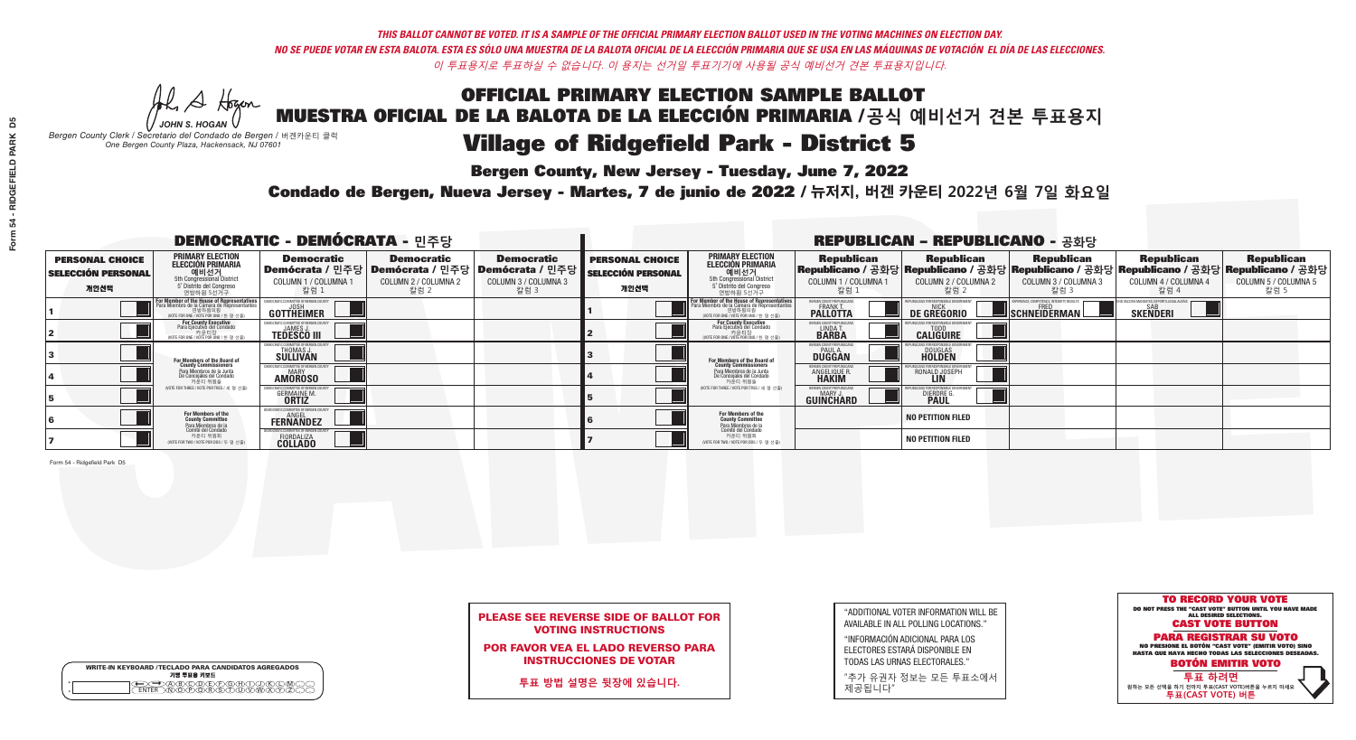*THIS BALLOT CANNOT BE VOTED. IT IS A SAMPLE OF THE OFFICIAL PRIMARY ELECTION BALLOT USED IN THE VOTING MACHINES ON ELECTION DAY.*
*NO SE PUEDE VOTAR EN ESTA BALOTA. ESTA ES SÓLO UNA MUESTRA DE LA BALOTA OFICIAL DE LA ELECCIÓN PRIMARIA QUE SE USA EN LAS MÁQUINAS DE VOTACIÓN EL DÍA DE LAS ELECCIONES.*
*이 투표용지로 투표하실 수 없습니다. 이 용지는 선거일 투표기기에 사용될 공식 예비선거 견본 투표용지입니다.*

JOHN S. HOGAN
*Bergen County Clerk / Secretario del Condado de Bergen / 버겐카운티 클럭*
*One Bergen County Plaza, Hackensack, NJ 07601*

# OFFICIAL PRIMARY ELECTION SAMPLE BALLOT
# MUESTRA OFICIAL DE LA BALOTA DE LA ELECCIÓN PRIMARIA / 공식 예비선거 견본 투표용지
# Village of Ridgefield Park - District 5

**Bergen County, New Jersey - Tuesday, June 7, 2022**

**Condado de Bergen, Nueva Jersey - Martes, 7 de junio de 2022 / 뉴저지, 버겐 카운티 2022년 6월 7일 화요일**

## DEMOCRATIC - DEMÓCRATA - 민주당

| PERSONAL CHOICE / SELECCIÓN PERSONAL / 개인선택 | PRIMARY ELECTION / ELECCIÓN PRIMARIA / 예비선거 | Democratic / Demócrata / 민주당 COLUMN 1 / COLUMNA 1 / 칼럼 1 | Democratic / Demócrata / 민주당 COLUMN 2 / COLUMNA 2 / 칼럼 2 | Democratic / Demócrata / 민주당 COLUMN 3 / COLUMNA 3 / 칼럼 3 |
|---|---|---|---|---|
| 1 | For Member of the House of Representatives / Para Miembro de la Cámara de Representantes / 연방하원의원 (VOTE FOR ONE / VOTE POR UNO / 한 명 선출) | JOSH GOTTHEIMER | | |
| 2 | For County Executive / Para Ejecutivo del Condado / 카운티장 (VOTE FOR ONE / VOTE POR UNO / 한 명 선출) | JAMES J. TEDESCO III | | |
| 3 | For Members of the Board of County Commissioners / Para Miembros de la Junta De Concejales del Condado / 카운티 위원들 (VOTE FOR THREE / VOTE POR TRES / 세 명 선출) | THOMAS J. SULLIVAN | | |
| 4 | | MARY AMOROSO | | |
| 5 | | GERMAINE M. ORTIZ | | |
| 6 | For Members of the County Committee / Para Miembros de la Comité del Condado / 카운티 위원회 (VOTE FOR TWO / VOTE POR DOS / 두 명 선출) | ANGEL FERNANDEZ | | |
| 7 | | FIORDALIZA COLLADO | | |

## REPUBLICAN - REPUBLICANO - 공화당

| PERSONAL CHOICE / SELECCIÓN PERSONAL / 개인선택 | PRIMARY ELECTION / ELECCIÓN PRIMARIA / 예비선거 | Republican / Republicano / 공화당 COLUMN 1 / COLUMNA 1 / 칼럼 1 | Republican / Republicano / 공화당 COLUMN 2 / COLUMNA 2 / 칼럼 2 | Republican / Republicano / 공화당 COLUMN 3 / COLUMNA 3 / 칼럼 3 | Republican / Republicano / 공화당 COLUMN 4 / COLUMNA 4 / 칼럼 4 | Republican / Republicano / 공화당 COLUMN 5 / COLUMNA 5 / 칼럼 5 |
|---|---|---|---|---|---|---|
| 1 | For Member of the House of Representatives / Para Miembro de la Cámara de Representantes / 연방하원의원 (VOTE FOR ONE / VOTE POR UNO / 한 명 선출) | FRANK T. PALLOTTA | NICK DE GREGORIO | FRED SCHNEIDERMAN | SAB SKENDERI | |
| 2 | For County Executive / Para Ejecutivo del Condado / 카운티장 (VOTE FOR ONE / VOTE POR UNO / 한 명 선출) | LINDA T. BARBA | TODD CALIGUIRE | | | |
| 3 | For Members of the Board of County Commissioners / Para Miembros de la Junta De Concejales del Condado / 카운티 위원들 (VOTE FOR THREE / VOTE POR TRES / 세 명 선출) | PAUL A. DUGGAN | DOUGLAS HOLDEN | | | |
| 4 | | ANGELIQUE R. HAKIM | RONALD JOSEPH LIN | | | |
| 5 | | MARY J. GUINCHARD | DIERDRE G. PAUL | | | |
| 6 | For Members of the County Committee / Para Miembros de la Comité del Condado / 카운티 위원회 (VOTE FOR TWO / VOTE POR DOS / 두 명 선출) | | NO PETITION FILED | | | |
| 7 | | | NO PETITION FILED | | | |

Form 54 - Ridgefield Park D5

**PLEASE SEE REVERSE SIDE OF BALLOT FOR VOTING INSTRUCTIONS**

**POR FAVOR VEA EL LADO REVERSO PARA INSTRUCCIONES DE VOTAR**

**투표 방법 설명은 뒷장에 있습니다.**

"ADDITIONAL VOTER INFORMATION WILL BE AVAILABLE IN ALL POLLING LOCATIONS."

"INFORMACIÓN ADICIONAL PARA LOS ELECTORES ESTARÁ DISPONIBLE EN TODAS LAS URNAS ELECTORALES."

"추가 유권자 정보는 모든 투표소에서 제공됩니다"

**TO RECORD YOUR VOTE**
DO NOT PRESS THE "CAST VOTE" BUTTON UNTIL YOU HAVE MADE ALL DESIRED SELECTIONS.
**CAST VOTE BUTTON**

**PARA REGISTRAR SU VOTO**
NO PRESIONE EL BOTÓN "CAST VOTE" (EMITIR VOTO) SINO HASTA QUE HAYA HECHO TODAS LAS SELECCIONES DESEADAS.
**BOTÓN EMITIR VOTO**

**투표 하려면**
원하는 모든 선택을 하기 전까지 투표(CAST VOTE)버튼을 누르지 마세요
**투표(CAST VOTE) 버튼**

WRITE-IN KEYBOARD / TECLADO PARA CANDIDATOS AGREGADOS / 기명 투표용 키보드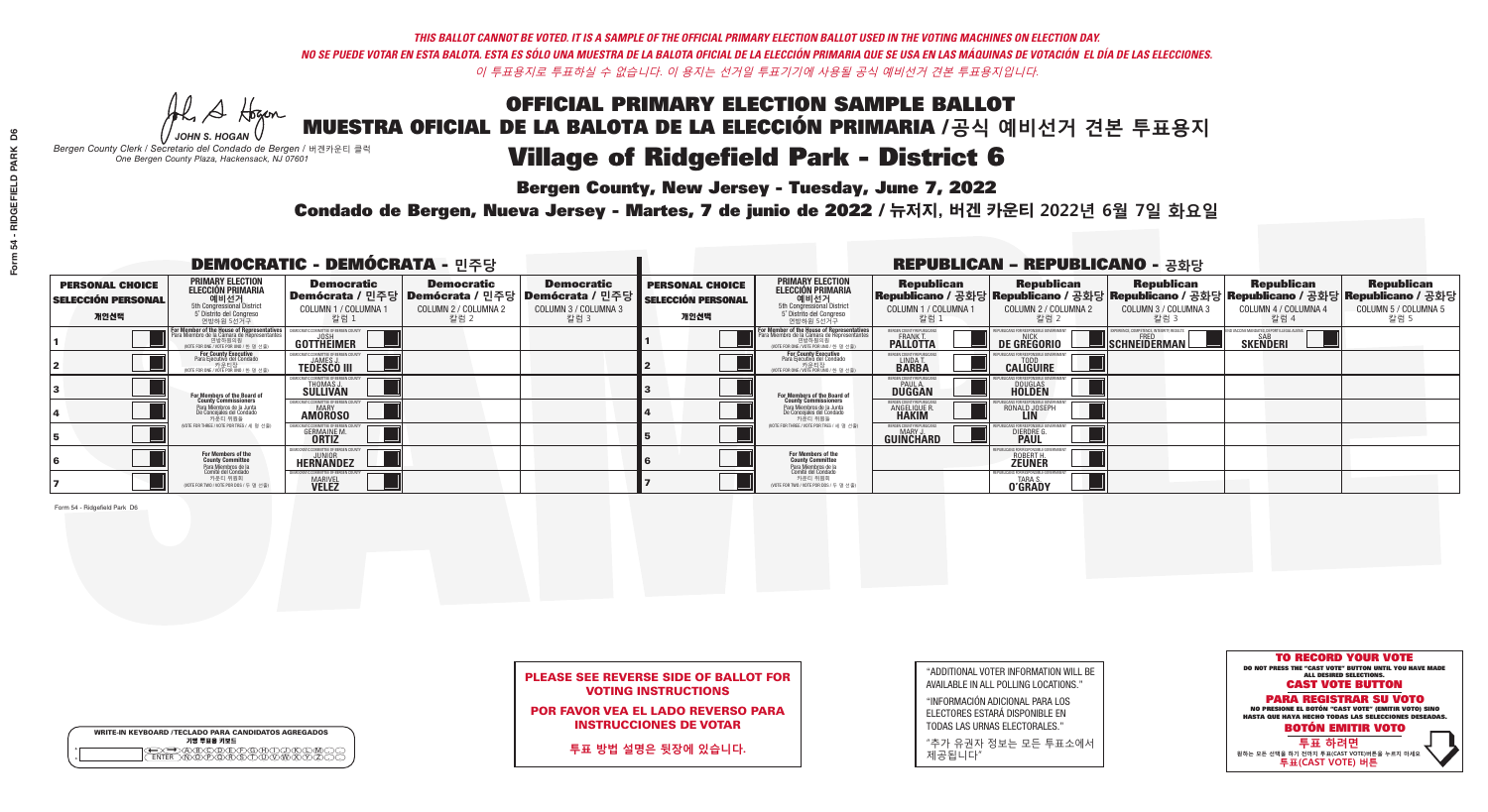*THIS BALLOT CANNOT BE VOTED. IT IS A SAMPLE OF THE OFFICIAL PRIMARY ELECTION BALLOT USED IN THE VOTING MACHINES ON ELECTION DAY.*
*NO SE PUEDE VOTAR EN ESTA BALOTA. ESTA ES SÓLO UNA MUESTRA DE LA BALOTA OFICIAL DE LA ELECCIÓN PRIMARIA QUE SE USA EN LAS MÁQUINAS DE VOTACIÓN EL DÍA DE LAS ELECCIONES.*
*이 투표용지로 투표하실 수 없습니다. 이 용지는 선거일 투표기기에 사용될 공식 예비선거 견본 투표용지입니다.*

JOHN S. HOGAN
*Bergen County Clerk / Secretario del Condado de Bergen / 버겐카운티 클럭*
*One Bergen County Plaza, Hackensack, NJ 07601*

# OFFICIAL PRIMARY ELECTION SAMPLE BALLOT
## MUESTRA OFICIAL DE LA BALOTA DE LA ELECCIÓN PRIMARIA / 공식 예비선거 견본 투표용지
## Village of Ridgefield Park - District 6

**Bergen County, New Jersey - Tuesday, June 7, 2022**
**Condado de Bergen, Nueva Jersey - Martes, 7 de junio de 2022 / 뉴저지, 버겐 카운티 2022년 6월 7일 화요일**

### DEMOCRATIC - DEMÓCRATA - 민주당

| PERSONAL CHOICE / SELECCIÓN PERSONAL / 개인선택 | PRIMARY ELECTION / ELECCIÓN PRIMARIA / 예비선거 (5th Congressional District) | Democratic COLUMN 1 | Democratic COLUMN 2 | Democratic COLUMN 3 |
|---|---|---|---|---|
| 1 | For Member of the House of Representatives / Para Miembro de la Cámara de Representantes / 연방하원의원 (VOTE FOR ONE / VOTE POR UNO / 한 명 선출) | JOSH GOTTHEIMER | | |
| 2 | For County Executive / Para Ejecutivo del Condado / 카운티장 (VOTE FOR ONE / VOTE POR UNO / 한 명 선출) | JAMES J. TEDESCO III | | |
| 3 | For Members of the Board of County Commissioners / Para Miembros de la Junta De Concejales del Condado / 카운티 위원들 (VOTE FOR THREE / VOTE POR TRES / 세 명 선출) | THOMAS J. SULLIVAN | | |
| 4 | | MARY AMOROSO | | |
| 5 | | GERMAINE M. ORTIZ | | |
| 6 | For Members of the County Committee / Para Miembros de la Comité del Condado / 카운티 위원회 (VOTE FOR TWO / VOTE POR DOS / 두 명 선출) | JUNIOR HERNANDEZ | | |
| 7 | | MARIVEL VELEZ | | |

### REPUBLICAN - REPUBLICANO - 공화당

| PERSONAL CHOICE / SELECCIÓN PERSONAL / 개인선택 | PRIMARY ELECTION / ELECCIÓN PRIMARIA / 예비선거 (5th Congressional District) | Republican COLUMN 1 | Republican COLUMN 2 | Republican COLUMN 3 | Republican COLUMN 4 | Republican COLUMN 5 |
|---|---|---|---|---|---|---|
| 1 | For Member of the House of Representatives / Para Miembro de la Cámara de Representantes / 연방하원의원 (VOTE FOR ONE / VOTE POR UNO / 한 명 선출) | FRANK T. PALLOTTA | NICK DE GREGORIO | FRED SCHNEIDERMAN | SAB SKENDERI | |
| 2 | For County Executive / Para Ejecutivo del Condado / 카운티장 (VOTE FOR ONE / VOTE POR UNO / 한 명 선출) | LINDA T. BARBA | TODD CALIGUIRE | | | |
| 3 | For Members of the Board of County Commissioners / Para Miembros de la Junta De Concejales del Condado / 카운티 위원들 (VOTE FOR THREE / VOTE POR TRES / 세 명 선출) | PAUL A. DUGGAN | DOUGLAS HOLDEN | | | |
| 4 | | ANGELIQUE R. HAKIM | RONALD JOSEPH LIN | | | |
| 5 | | MARY J. GUINCHARD | DIERDRE G. PAUL | | | |
| 6 | For Members of the County Committee / Para Miembros de la Comité del Condado / 카운티 위원회 (VOTE FOR TWO / VOTE POR DOS / 두 명 선출) | | ROBERT H. ZEUNER | | | |
| 7 | | | TARA S. O'GRADY | | | |

Form 54 - Ridgefield Park D6

**PLEASE SEE REVERSE SIDE OF BALLOT FOR VOTING INSTRUCTIONS**

**POR FAVOR VEA EL LADO REVERSO PARA INSTRUCCIONES DE VOTAR**

**투표 방법 설명은 뒷장에 있습니다.**

"ADDITIONAL VOTER INFORMATION WILL BE AVAILABLE IN ALL POLLING LOCATIONS."

"INFORMACIÓN ADICIONAL PARA LOS ELECTORES ESTARÁ DISPONIBLE EN TODAS LAS URNAS ELECTORALES."

"추가 유권자 정보는 모든 투표소에서 제공됩니다"

WRITE-IN KEYBOARD /TECLADO PARA CANDIDATOS AGREGADOS
기명 투표용 키보드

**TO RECORD YOUR VOTE**
DO NOT PRESS THE "CAST VOTE" BUTTON UNTIL YOU HAVE MADE ALL DESIRED SELECTIONS.
**CAST VOTE BUTTON**

**PARA REGISTRAR SU VOTO**
NO PRESIONE EL BOTÓN "CAST VOTE" (EMITIR VOTO) SINO HASTA QUE HAYA HECHO TODAS LAS SELECCIONES DESEADAS.
**BOTÓN EMITIR VOTO**

**투표 하려면**
원하는 모든 선택을 하기 전까지 투표(CAST VOTE)버튼을 누르지 마세요.
**투표(CAST VOTE) 버튼**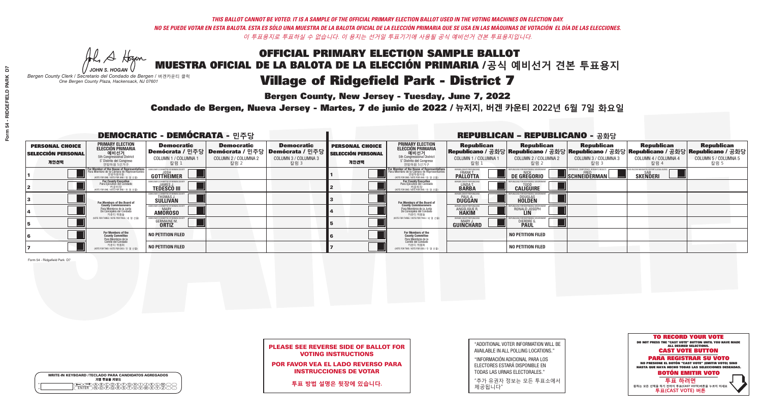*THIS BALLOT CANNOT BE VOTED. IT IS A SAMPLE OF THE OFFICIAL PRIMARY ELECTION BALLOT USED IN THE VOTING MACHINES ON ELECTION DAY.*

*NO SE PUEDE VOTAR EN ESTA BALOTA. ESTA ES SÓLO UNA MUESTRA DE LA BALOTA OFICIAL DE LA ELECCIÓN PRIMARIA QUE SE USA EN LAS MÁQUINAS DE VOTACIÓN EL DÍA DE LAS ELECCIONES.*

*이 투표용지로 투표하실 수 없습니다. 이 용지는 선거일 투표기기에 사용될 공식 예비선거 견본 투표용지입니다.*

JOHN S. HOGAN

*Bergen County Clerk / Secretario del Condado de Bergen /* 버겐카운티 클럭
*One Bergen County Plaza, Hackensack, NJ 07601*

# OFFICIAL PRIMARY ELECTION SAMPLE BALLOT
# MUESTRA OFICIAL DE LA BALOTA DE LA ELECCIÓN PRIMARIA /공식 예비선거 견본 투표용지
# Village of Ridgefield Park - District 7

**Bergen County, New Jersey - Tuesday, June 7, 2022**

**Condado de Bergen, Nueva Jersey - Martes, 7 de junio de 2022 / 뉴저지, 버겐 카운티 2022년 6월 7일 화요일**

## DEMOCRATIC - DEMÓCRATA - 민주당

| PERSONAL CHOICE / SELECCIÓN PERSONAL / 개인선택 | PRIMARY ELECTION / ELECCIÓN PRIMARIA / 예비선거 | Democratic / Demócrata / 민주당 COLUMN 1 / COLUMNA 1 / 칼럼 1 | Democratic / Demócrata / 민주당 COLUMN 2 / COLUMNA 2 / 칼럼 2 | Democratic / Demócrata / 민주당 COLUMN 3 / COLUMNA 3 / 칼럼 3 |
|---|---|---|---|---|
| 1 | For Member of the House of Representatives / Para Miembro de la Cámara de Representantes / 연방하원의원 (VOTE FOR ONE / VOTE POR UNO / 한 명 선출) | JOSH GOTTHEIMER | | |
| 2 | For County Executive / Para Ejecutivo del Condado / 카운티장 (VOTE FOR ONE / VOTE POR UNO / 한 명 선출) | JAMES J. TEDESCO III | | |
| 3 | For Members of the Board of County Commissioners / Para Miembros de la Junta De Concejales del Condado / 카운티 위원들 (VOTE FOR THREE / VOTE POR TRES / 세 명 선출) | THOMAS J. SULLIVAN | | |
| 4 | | MARY AMOROSO | | |
| 5 | | GERMAINE M. ORTIZ | | |
| 6 | For Members of the County Committee / Para Miembros de la Comité del Condado / 카운티 위원회 (VOTE FOR TWO / VOTE POR DOS / 두 명 선출) | NO PETITION FILED | | |
| 7 | | NO PETITION FILED | | |

## REPUBLICAN - REPUBLICANO - 공화당

| PERSONAL CHOICE / SELECCIÓN PERSONAL / 개인선택 | PRIMARY ELECTION / ELECCIÓN PRIMARIA / 예비선거 | Republican / Republicano / 공화당 COLUMN 1 / COLUMNA 1 / 칼럼 1 | Republican / Republicano / 공화당 COLUMN 2 / COLUMNA 2 / 칼럼 2 | Republican / Republicano / 공화당 COLUMN 3 / COLUMNA 3 / 칼럼 3 | Republican / Republicano / 공화당 COLUMN 4 / COLUMNA 4 / 칼럼 4 | Republican / Republicano / 공화당 COLUMN 5 / COLUMNA 5 / 칼럼 5 |
|---|---|---|---|---|---|---|
| 1 | For Member of the House of Representatives / Para Miembro de la Cámara de Representantes / 연방하원의원 (VOTE FOR ONE / VOTE POR UNO / 한 명 선출) | FRANK T. PALLOTTA | NICK DE GREGORIO | FRED SCHNEIDERMAN | SAB SKENDERI | |
| 2 | For County Executive / Para Ejecutivo del Condado / 카운티장 (VOTE FOR ONE / VOTE POR UNO / 한 명 선출) | LINDA T. BARBA | TODD CALIGUIRE | | | |
| 3 | For Members of the Board of County Commissioners / Para Miembros de la Junta De Concejales del Condado / 카운티 위원들 (VOTE FOR THREE / VOTE POR TRES / 세 명 선출) | PAUL A. DUGGAN | DOUGLAS HOLDEN | | | |
| 4 | | ANGELIQUE R. HAKIM | RONALD JOSEPH LIN | | | |
| 5 | | MARY J. GUINCHARD | DIERDRE G. PAUL | | | |
| 6 | For Members of the County Committee / Para Miembros de la Comité del Condado / 카운티 위원회 (VOTE FOR TWO / VOTE POR DOS / 두 명 선출) | | NO PETITION FILED | | | |
| 7 | | | NO PETITION FILED | | | |

Form 54 - Ridgefield Park D7

**PLEASE SEE REVERSE SIDE OF BALLOT FOR VOTING INSTRUCTIONS**

**POR FAVOR VEA EL LADO REVERSO PARA INSTRUCCIONES DE VOTAR**

**투표 방법 설명은 뒷장에 있습니다.**

"ADDITIONAL VOTER INFORMATION WILL BE AVAILABLE IN ALL POLLING LOCATIONS."

"INFORMACIÓN ADICIONAL PARA LOS ELECTORES ESTARÁ DISPONIBLE EN TODAS LAS URNAS ELECTORALES."

"추가 유권자 정보는 모든 투표소에서 제공됩니다"

WRITE-IN KEYBOARD /TECLADO PARA CANDIDATOS AGREGADOS
기명 투표용 키보드

**TO RECORD YOUR VOTE**
DO NOT PRESS THE "CAST VOTE" BUTTON UNTIL YOU HAVE MADE ALL DESIRED SELECTIONS.
**CAST VOTE BUTTON**

**PARA REGISTRAR SU VOTO**
NO PRESIONE EL BOTÓN "CAST VOTE" (EMITIR VOTO) SINO HASTA QUE HAYA HECHO TODAS LAS SELECCIONES DESEADAS.
**BOTÓN EMITIR VOTO**

**투표 하려면**
원하는 모든 선택을 하기 전까지 투표(CAST VOTE)버튼을 누르지 마세요.
**투표(CAST VOTE) 버튼**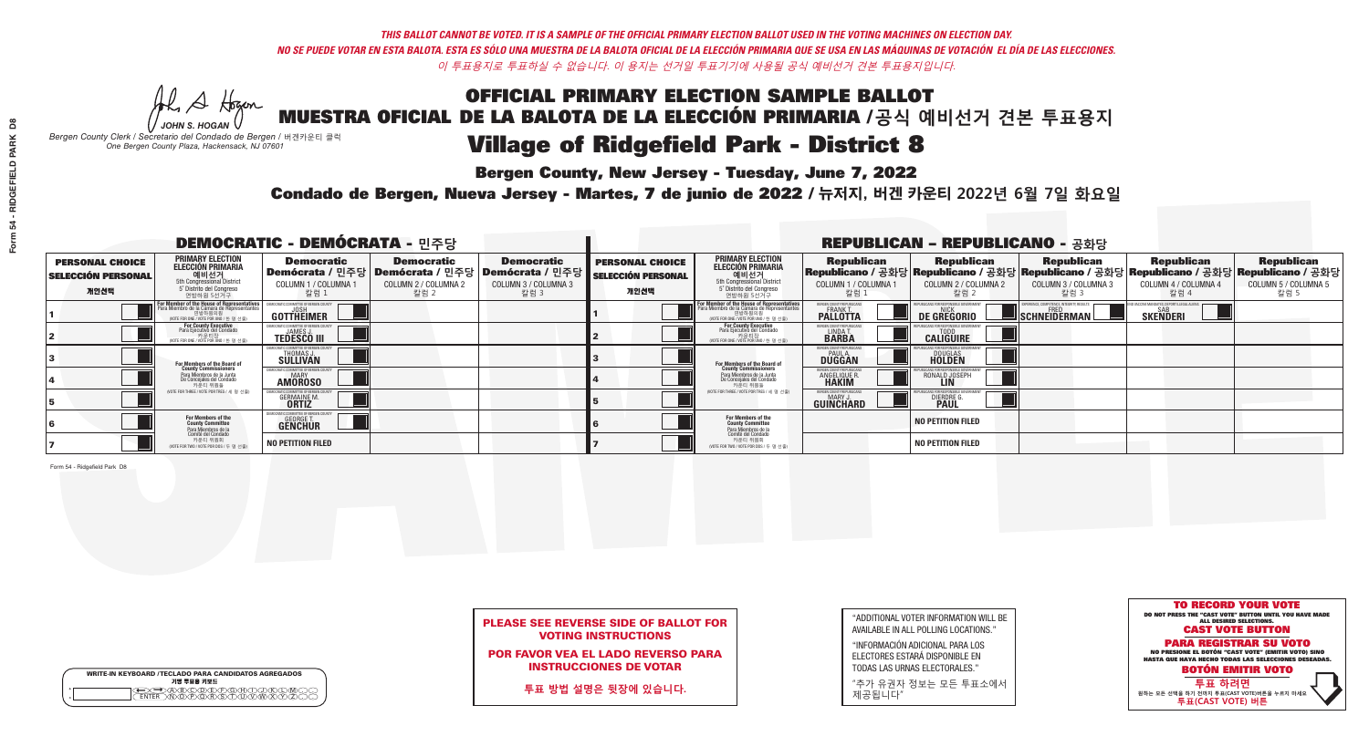*THIS BALLOT CANNOT BE VOTED. IT IS A SAMPLE OF THE OFFICIAL PRIMARY ELECTION BALLOT USED IN THE VOTING MACHINES ON ELECTION DAY.*
*NO SE PUEDE VOTAR EN ESTA BALOTA. ESTA ES SÓLO UNA MUESTRA DE LA BALOTA OFICIAL DE LA ELECCIÓN PRIMARIA QUE SE USA EN LAS MÁQUINAS DE VOTACIÓN EL DÍA DE LAS ELECCIONES.*
*이 투표용지로 투표하실 수 없습니다. 이 용지는 선거일 투표기기에 사용될 공식 예비선거 견본 투표용지입니다.*

JOHN S. HOGAN
*Bergen County Clerk / Secretario del Condado de Bergen / 버겐카운티 클럭*
*One Bergen County Plaza, Hackensack, NJ 07601*

# OFFICIAL PRIMARY ELECTION SAMPLE BALLOT
# MUESTRA OFICIAL DE LA BALOTA DE LA ELECCIÓN PRIMARIA /공식 예비선거 견본 투표용지
# Village of Ridgefield Park - District 8

**Bergen County, New Jersey - Tuesday, June 7, 2022**
**Condado de Bergen, Nueva Jersey - Martes, 7 de junio de 2022 / 뉴저지, 버겐 카운티 2022년 6월 7일 화요일**

## DEMOCRATIC - DEMÓCRATA - 민주당

| PERSONAL CHOICE / SELECCIÓN PERSONAL / 개인선택 | PRIMARY ELECTION / ELECCIÓN PRIMARIA / 예비선거 | Democratic / Demócrata / 민주당 COLUMN 1 / COLUMNA 1 / 칼럼 1 | Democratic / Demócrata / 민주당 COLUMN 2 / COLUMNA 2 / 칼럼 2 | Democratic / Demócrata / 민주당 COLUMN 3 / COLUMNA 3 / 칼럼 3 |
|---|---|---|---|---|
| 1 | For Member of the House of Representatives / Para Miembro de la Cámara de Representantes / 연방하원의원 (5th Congressional District / 5° Distrito del Congreso / 연방하원 5선거구) (VOTE FOR ONE / VOTE POR UNO / 한 명 선출) | JOSH GOTTHEIMER | | |
| 2 | For County Executive / Para Ejecutivo del Condado / 카운티장 (VOTE FOR ONE / VOTE POR UNO / 한 명 선출) | JAMES J. TEDESCO III | | |
| 3 | For Members of the Board of County Commissioners / Para Miembros de la Junta De Concejales del Condado / 카운티 위원들 (VOTE FOR THREE / VOTE POR TRES / 세 명 선출) | THOMAS J. SULLIVAN | | |
| 4 | | MARY AMOROSO | | |
| 5 | | GERMAINE M. ORTIZ | | |
| 6 | For Members of the County Committee / Para Miembros de la Comité del Condado / 카운티 위원회 (VOTE FOR TWO / VOTE POR DOS / 두 명 선출) | GEORGE T. GENCHUR | | |
| 7 | | NO PETITION FILED | | |

## REPUBLICAN - REPUBLICANO - 공화당

| PERSONAL CHOICE / SELECCIÓN PERSONAL / 개인선택 | PRIMARY ELECTION / ELECCIÓN PRIMARIA / 예비선거 | Republican / Republicano / 공화당 COLUMN 1 / COLUMNA 1 / 칼럼 1 | Republican / Republicano / 공화당 COLUMN 2 / COLUMNA 2 / 칼럼 2 | Republican / Republicano / 공화당 COLUMN 3 / COLUMNA 3 / 칼럼 3 | Republican / Republicano / 공화당 COLUMN 4 / COLUMNA 4 / 칼럼 4 | Republican / Republicano / 공화당 COLUMN 5 / COLUMNA 5 / 칼럼 5 |
|---|---|---|---|---|---|---|
| 1 | For Member of the House of Representatives / Para Miembro de la Cámara de Representantes / 연방하원의원 (5th Congressional District / 5° Distrito del Congreso / 연방하원 5선거구) (VOTE FOR ONE / VOTE POR UNO / 한 명 선출) | FRANK T. PALLOTTA | NICK DE GREGORIO | FRED SCHNEIDERMAN | SAB SKENDERI | |
| 2 | For County Executive / Para Ejecutivo del Condado / 카운티장 (VOTE FOR ONE / VOTE POR UNO / 한 명 선출) | LINDA T. BARBA | TODD CALIGUIRE | | | |
| 3 | For Members of the Board of County Commissioners / Para Miembros de la Junta De Concejales del Condado / 카운티 위원들 (VOTE FOR THREE / VOTE POR TRES / 세 명 선출) | PAUL A. DUGGAN | DOUGLAS HOLDEN | | | |
| 4 | | ANGELIQUE R. HAKIM | RONALD JOSEPH LIN | | | |
| 5 | | MARY J. GUINCHARD | DIERDRE G. PAUL | | | |
| 6 | For Members of the County Committee / Para Miembros de la Comité del Condado / 카운티 위원회 (VOTE FOR TWO / VOTE POR DOS / 두 명 선출) | | NO PETITION FILED | | | |
| 7 | | | NO PETITION FILED | | | |

Form 54 - Ridgefield Park D8

**PLEASE SEE REVERSE SIDE OF BALLOT FOR VOTING INSTRUCTIONS**
**POR FAVOR VEA EL LADO REVERSO PARA INSTRUCCIONES DE VOTAR**
**투표 방법 설명은 뒷장에 있습니다.**

"ADDITIONAL VOTER INFORMATION WILL BE AVAILABLE IN ALL POLLING LOCATIONS."
"INFORMACIÓN ADICIONAL PARA LOS ELECTORES ESTARÁ DISPONIBLE EN TODAS LAS URNAS ELECTORALES."
"추가 유권자 정보는 모든 투표소에서 제공됩니다"

WRITE-IN KEYBOARD /TECLADO PARA CANDIDATOS AGREGADOS
기명 투표용 키보드

**TO RECORD YOUR VOTE**
DO NOT PRESS THE "CAST VOTE" BUTTON UNTIL YOU HAVE MADE ALL DESIRED SELECTIONS.
**CAST VOTE BUTTON**
**PARA REGISTRAR SU VOTO**
NO PRESIONE EL BOTÓN "CAST VOTE" (EMITIR VOTO) SINO HASTA QUE HAYA HECHO TODAS LAS SELECCIONES DESEADAS.
**BOTÓN EMITIR VOTO**
**투표 하려면**
원하는 모든 선택을 하기 전까지 투표(CAST VOTE)버튼을 누르지 마세요
**투표(CAST VOTE) 버튼**